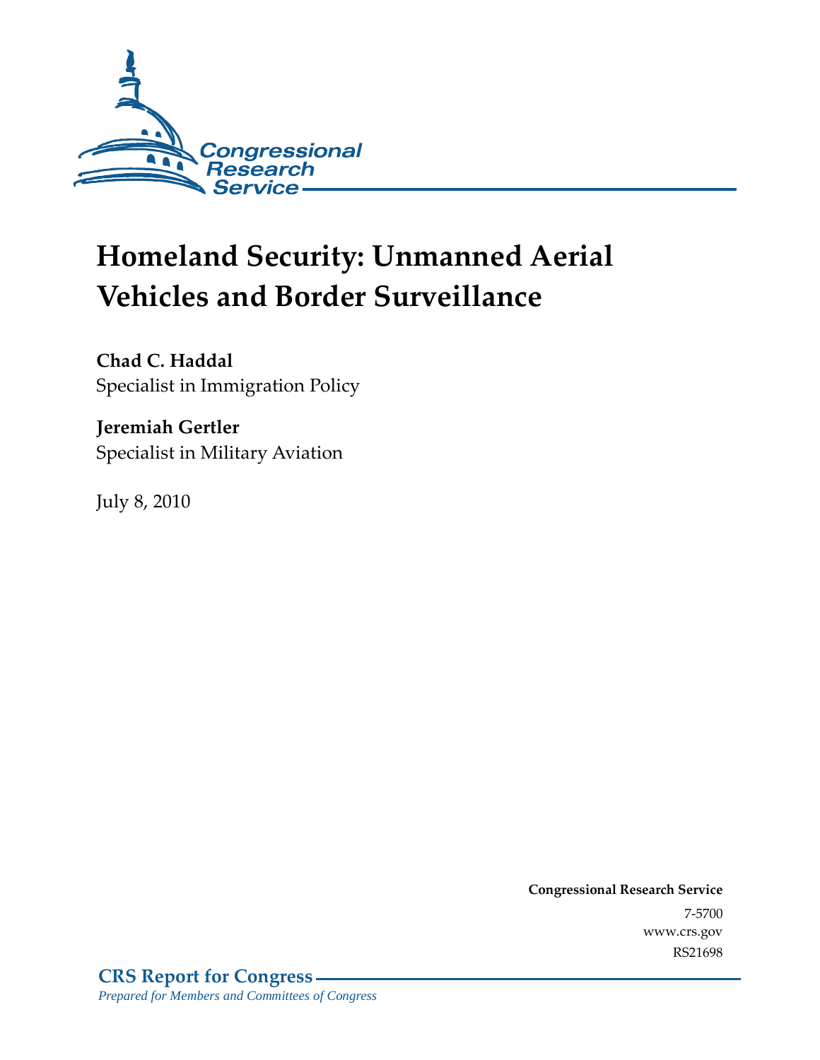Congressional Research Service

# Homeland Security: Unmanned Aerial Vehicles and Border Surveillance

**Chad C. Haddal**
Specialist in Immigration Policy

**Jeremiah Gertler**
Specialist in Military Aviation

July 8, 2010

**Congressional Research Service**
7-5700
www.crs.gov
RS21698

**CRS Report for Congress**
*Prepared for Members and Committees of Congress*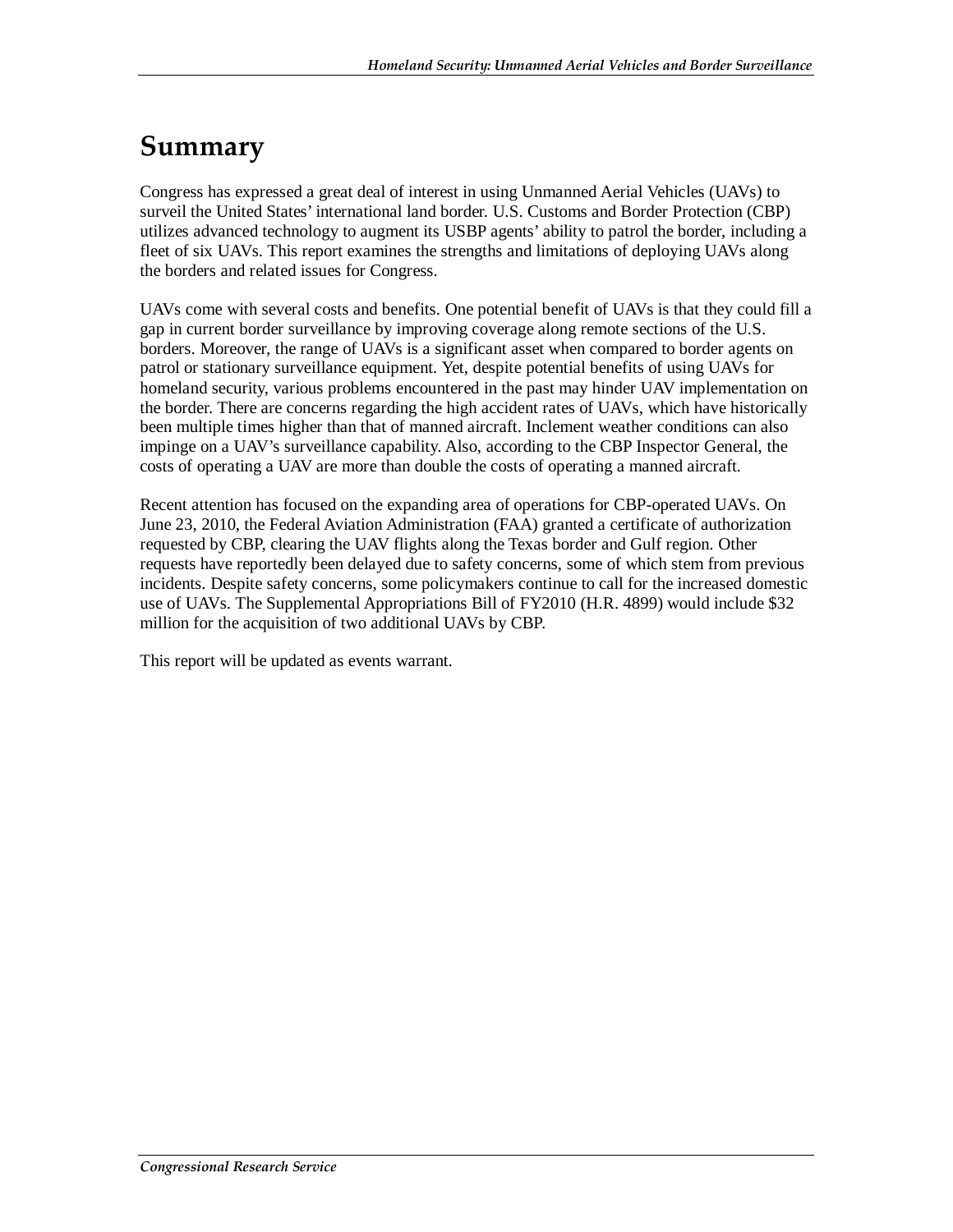# Summary

Congress has expressed a great deal of interest in using Unmanned Aerial Vehicles (UAVs) to surveil the United States' international land border. U.S. Customs and Border Protection (CBP) utilizes advanced technology to augment its USBP agents' ability to patrol the border, including a fleet of six UAVs. This report examines the strengths and limitations of deploying UAVs along the borders and related issues for Congress.

UAVs come with several costs and benefits. One potential benefit of UAVs is that they could fill a gap in current border surveillance by improving coverage along remote sections of the U.S. borders. Moreover, the range of UAVs is a significant asset when compared to border agents on patrol or stationary surveillance equipment. Yet, despite potential benefits of using UAVs for homeland security, various problems encountered in the past may hinder UAV implementation on the border. There are concerns regarding the high accident rates of UAVs, which have historically been multiple times higher than that of manned aircraft. Inclement weather conditions can also impinge on a UAV's surveillance capability. Also, according to the CBP Inspector General, the costs of operating a UAV are more than double the costs of operating a manned aircraft.

Recent attention has focused on the expanding area of operations for CBP-operated UAVs. On June 23, 2010, the Federal Aviation Administration (FAA) granted a certificate of authorization requested by CBP, clearing the UAV flights along the Texas border and Gulf region. Other requests have reportedly been delayed due to safety concerns, some of which stem from previous incidents. Despite safety concerns, some policymakers continue to call for the increased domestic use of UAVs. The Supplemental Appropriations Bill of FY2010 (H.R. 4899) would include $32 million for the acquisition of two additional UAVs by CBP.

This report will be updated as events warrant.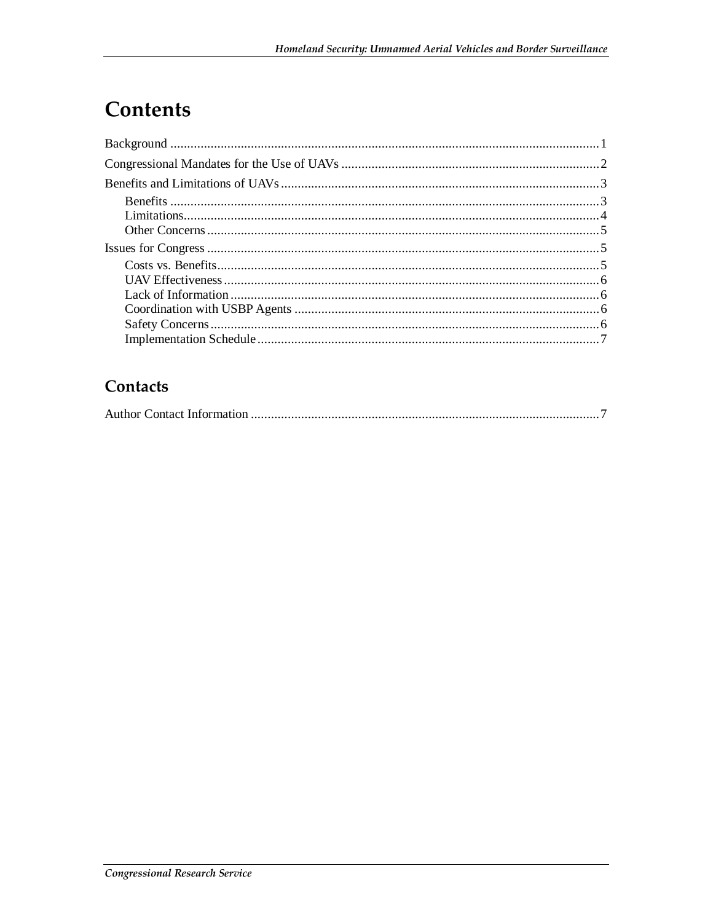# Contents

Background .......... 1

Congressional Mandates for the Use of UAVs .......... 2

Benefits and Limitations of UAVs .......... 3

- Benefits .......... 3
- Limitations .......... 4
- Other Concerns .......... 5

Issues for Congress .......... 5

- Costs vs. Benefits .......... 5
- UAV Effectiveness .......... 6
- Lack of Information .......... 6
- Coordination with USBP Agents .......... 6
- Safety Concerns .......... 6
- Implementation Schedule .......... 7

## Contacts

Author Contact Information .......... 7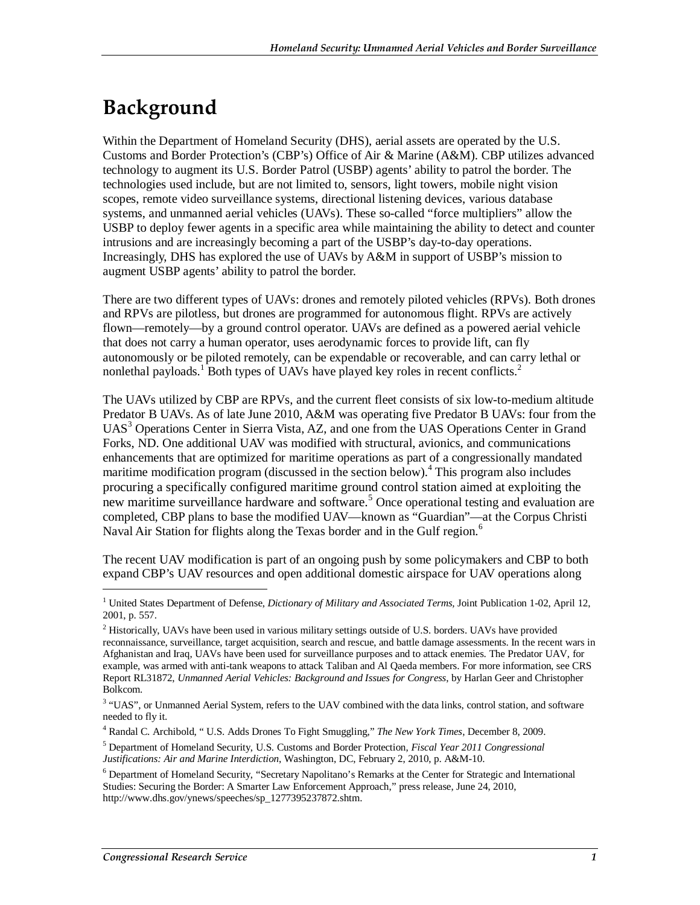# Background

Within the Department of Homeland Security (DHS), aerial assets are operated by the U.S. Customs and Border Protection's (CBP's) Office of Air & Marine (A&M). CBP utilizes advanced technology to augment its U.S. Border Patrol (USBP) agents' ability to patrol the border. The technologies used include, but are not limited to, sensors, light towers, mobile night vision scopes, remote video surveillance systems, directional listening devices, various database systems, and unmanned aerial vehicles (UAVs). These so-called "force multipliers" allow the USBP to deploy fewer agents in a specific area while maintaining the ability to detect and counter intrusions and are increasingly becoming a part of the USBP's day-to-day operations. Increasingly, DHS has explored the use of UAVs by A&M in support of USBP's mission to augment USBP agents' ability to patrol the border.

There are two different types of UAVs: drones and remotely piloted vehicles (RPVs). Both drones and RPVs are pilotless, but drones are programmed for autonomous flight. RPVs are actively flown—remotely—by a ground control operator. UAVs are defined as a powered aerial vehicle that does not carry a human operator, uses aerodynamic forces to provide lift, can fly autonomously or be piloted remotely, can be expendable or recoverable, and can carry lethal or nonlethal payloads.[1] Both types of UAVs have played key roles in recent conflicts.[2]

The UAVs utilized by CBP are RPVs, and the current fleet consists of six low-to-medium altitude Predator B UAVs. As of late June 2010, A&M was operating five Predator B UAVs: four from the UAS[3] Operations Center in Sierra Vista, AZ, and one from the UAS Operations Center in Grand Forks, ND. One additional UAV was modified with structural, avionics, and communications enhancements that are optimized for maritime operations as part of a congressionally mandated maritime modification program (discussed in the section below).[4] This program also includes procuring a specifically configured maritime ground control station aimed at exploiting the new maritime surveillance hardware and software.[5] Once operational testing and evaluation are completed, CBP plans to base the modified UAV—known as "Guardian"—at the Corpus Christi Naval Air Station for flights along the Texas border and in the Gulf region.[6]

The recent UAV modification is part of an ongoing push by some policymakers and CBP to both expand CBP's UAV resources and open additional domestic airspace for UAV operations along

---

[1] United States Department of Defense, *Dictionary of Military and Associated Terms,* Joint Publication 1-02, April 12, 2001, p. 557.

[2] Historically, UAVs have been used in various military settings outside of U.S. borders. UAVs have provided reconnaissance, surveillance, target acquisition, search and rescue, and battle damage assessments. In the recent wars in Afghanistan and Iraq, UAVs have been used for surveillance purposes and to attack enemies. The Predator UAV, for example, was armed with anti-tank weapons to attack Taliban and Al Qaeda members. For more information, see CRS Report RL31872, *Unmanned Aerial Vehicles: Background and Issues for Congress*, by Harlan Geer and Christopher Bolkcom.

[3] "UAS", or Unmanned Aerial System, refers to the UAV combined with the data links, control station, and software needed to fly it.

[4] Randal C. Archibold, " U.S. Adds Drones To Fight Smuggling," *The New York Times*, December 8, 2009.

[5] Department of Homeland Security, U.S. Customs and Border Protection, *Fiscal Year 2011 Congressional Justifications: Air and Marine Interdiction*, Washington, DC, February 2, 2010, p. A&M-10.

[6] Department of Homeland Security, "Secretary Napolitano's Remarks at the Center for Strategic and International Studies: Securing the Border: A Smarter Law Enforcement Approach," press release, June 24, 2010, http://www.dhs.gov/ynews/speeches/sp_1277395237872.shtm.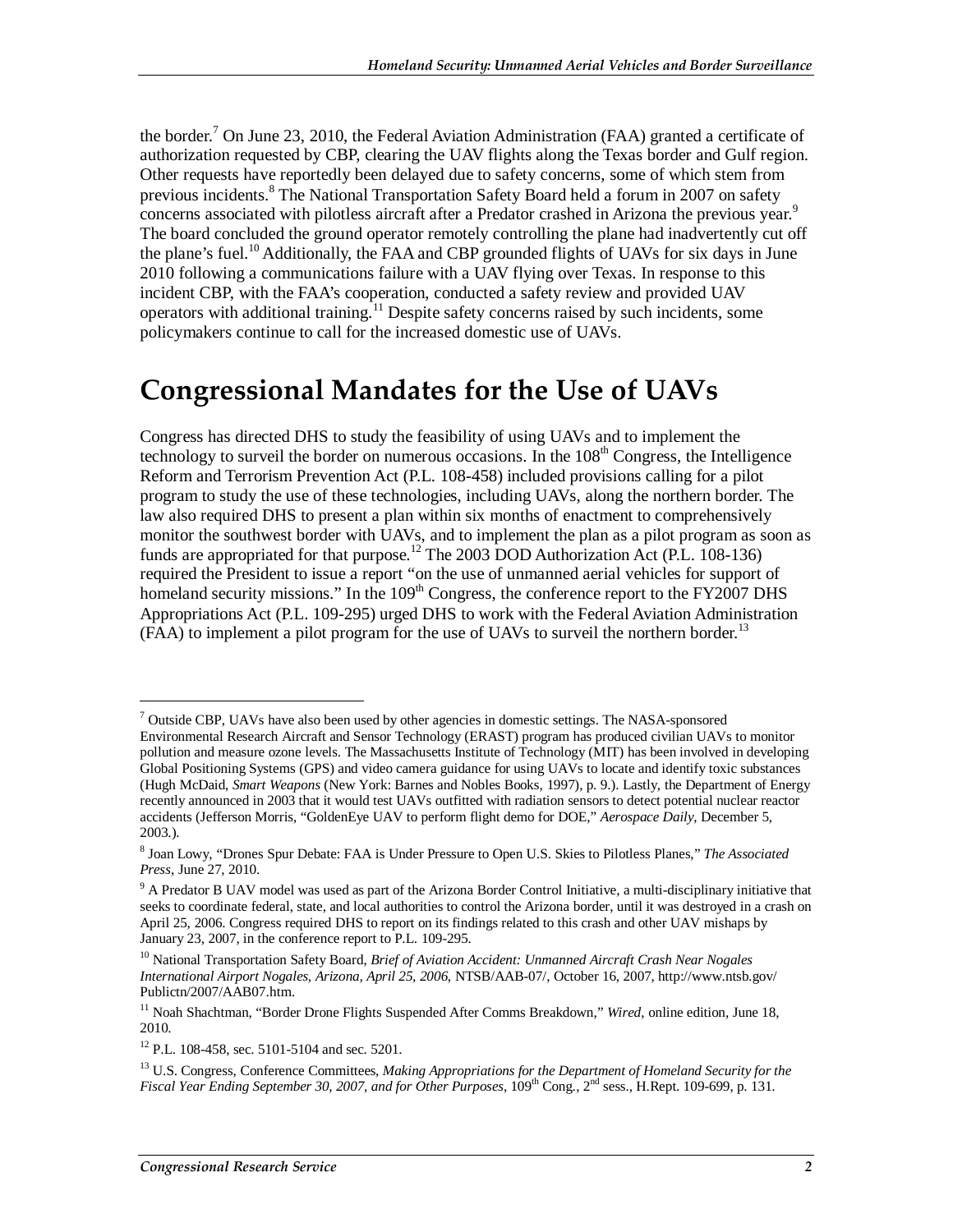the border.[7] On June 23, 2010, the Federal Aviation Administration (FAA) granted a certificate of authorization requested by CBP, clearing the UAV flights along the Texas border and Gulf region. Other requests have reportedly been delayed due to safety concerns, some of which stem from previous incidents.[8] The National Transportation Safety Board held a forum in 2007 on safety concerns associated with pilotless aircraft after a Predator crashed in Arizona the previous year.[9] The board concluded the ground operator remotely controlling the plane had inadvertently cut off the plane's fuel.[10] Additionally, the FAA and CBP grounded flights of UAVs for six days in June 2010 following a communications failure with a UAV flying over Texas. In response to this incident CBP, with the FAA's cooperation, conducted a safety review and provided UAV operators with additional training.[11] Despite safety concerns raised by such incidents, some policymakers continue to call for the increased domestic use of UAVs.

# Congressional Mandates for the Use of UAVs

Congress has directed DHS to study the feasibility of using UAVs and to implement the technology to surveil the border on numerous occasions. In the 108th Congress, the Intelligence Reform and Terrorism Prevention Act (P.L. 108-458) included provisions calling for a pilot program to study the use of these technologies, including UAVs, along the northern border. The law also required DHS to present a plan within six months of enactment to comprehensively monitor the southwest border with UAVs, and to implement the plan as a pilot program as soon as funds are appropriated for that purpose.[12] The 2003 DOD Authorization Act (P.L. 108-136) required the President to issue a report "on the use of unmanned aerial vehicles for support of homeland security missions." In the 109th Congress, the conference report to the FY2007 DHS Appropriations Act (P.L. 109-295) urged DHS to work with the Federal Aviation Administration (FAA) to implement a pilot program for the use of UAVs to surveil the northern border.[13]

---

[7] Outside CBP, UAVs have also been used by other agencies in domestic settings. The NASA-sponsored Environmental Research Aircraft and Sensor Technology (ERAST) program has produced civilian UAVs to monitor pollution and measure ozone levels. The Massachusetts Institute of Technology (MIT) has been involved in developing Global Positioning Systems (GPS) and video camera guidance for using UAVs to locate and identify toxic substances (Hugh McDaid, *Smart Weapons* (New York: Barnes and Nobles Books, 1997), p. 9.). Lastly, the Department of Energy recently announced in 2003 that it would test UAVs outfitted with radiation sensors to detect potential nuclear reactor accidents (Jefferson Morris, "GoldenEye UAV to perform flight demo for DOE," *Aerospace Daily*, December 5, 2003.).

[8] Joan Lowy, "Drones Spur Debate: FAA is Under Pressure to Open U.S. Skies to Pilotless Planes," *The Associated Press*, June 27, 2010.

[9] A Predator B UAV model was used as part of the Arizona Border Control Initiative, a multi-disciplinary initiative that seeks to coordinate federal, state, and local authorities to control the Arizona border, until it was destroyed in a crash on April 25, 2006. Congress required DHS to report on its findings related to this crash and other UAV mishaps by January 23, 2007, in the conference report to P.L. 109-295.

[10] National Transportation Safety Board, *Brief of Aviation Accident: Unmanned Aircraft Crash Near Nogales International Airport Nogales, Arizona, April 25, 2006*, NTSB/AAB-07/, October 16, 2007, http://www.ntsb.gov/Publictn/2007/AAB07.htm.

[11] Noah Shachtman, "Border Drone Flights Suspended After Comms Breakdown," *Wired*, online edition, June 18, 2010.

[12] P.L. 108-458, sec. 5101-5104 and sec. 5201.

[13] U.S. Congress, Conference Committees, *Making Appropriations for the Department of Homeland Security for the Fiscal Year Ending September 30, 2007, and for Other Purposes*, 109th Cong., 2nd sess., H.Rept. 109-699, p. 131.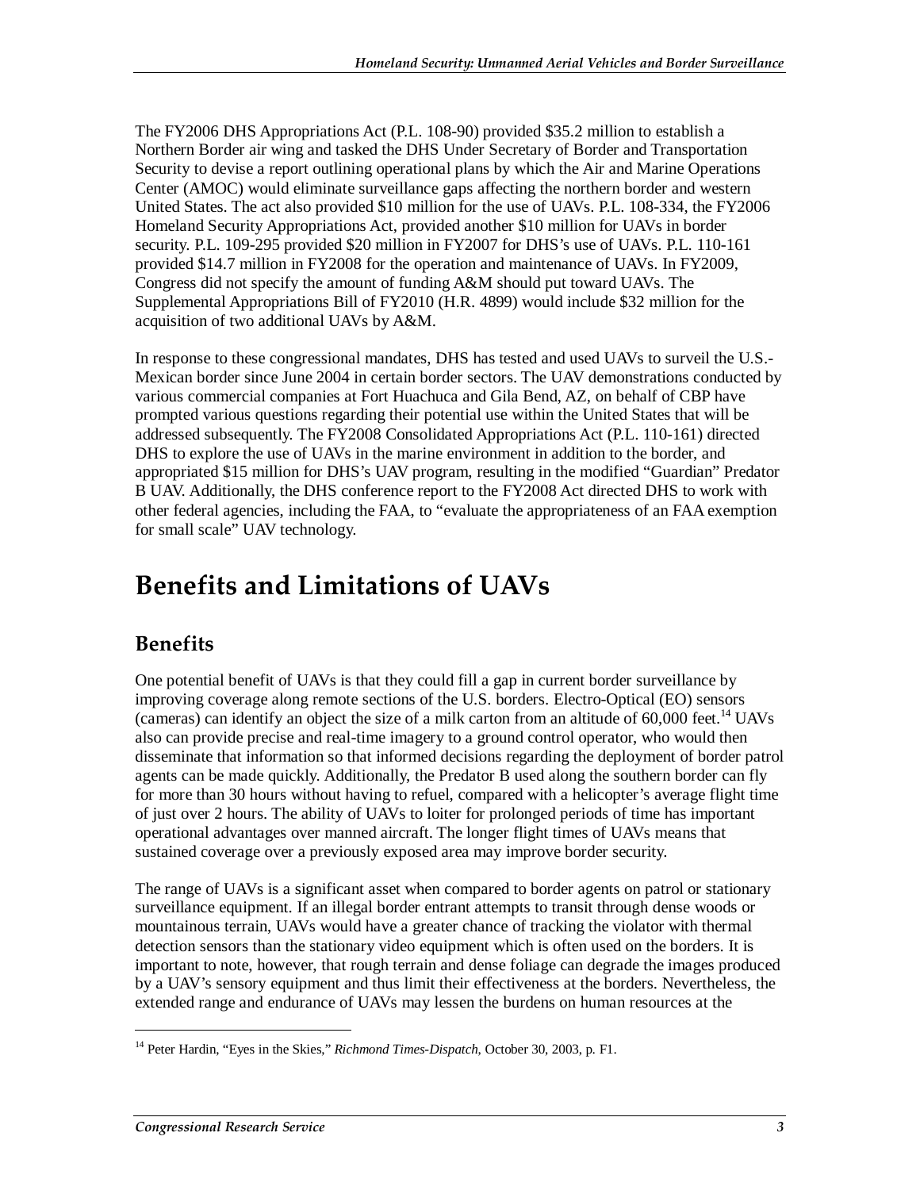The FY2006 DHS Appropriations Act (P.L. 108-90) provided $35.2 million to establish a Northern Border air wing and tasked the DHS Under Secretary of Border and Transportation Security to devise a report outlining operational plans by which the Air and Marine Operations Center (AMOC) would eliminate surveillance gaps affecting the northern border and western United States. The act also provided $10 million for the use of UAVs. P.L. 108-334, the FY2006 Homeland Security Appropriations Act, provided another $10 million for UAVs in border security. P.L. 109-295 provided $20 million in FY2007 for DHS's use of UAVs. P.L. 110-161 provided $14.7 million in FY2008 for the operation and maintenance of UAVs. In FY2009, Congress did not specify the amount of funding A&M should put toward UAVs. The Supplemental Appropriations Bill of FY2010 (H.R. 4899) would include $32 million for the acquisition of two additional UAVs by A&M.

In response to these congressional mandates, DHS has tested and used UAVs to surveil the U.S.-Mexican border since June 2004 in certain border sectors. The UAV demonstrations conducted by various commercial companies at Fort Huachuca and Gila Bend, AZ, on behalf of CBP have prompted various questions regarding their potential use within the United States that will be addressed subsequently. The FY2008 Consolidated Appropriations Act (P.L. 110-161) directed DHS to explore the use of UAVs in the marine environment in addition to the border, and appropriated $15 million for DHS's UAV program, resulting in the modified "Guardian" Predator B UAV. Additionally, the DHS conference report to the FY2008 Act directed DHS to work with other federal agencies, including the FAA, to "evaluate the appropriateness of an FAA exemption for small scale" UAV technology.

# Benefits and Limitations of UAVs

## Benefits

One potential benefit of UAVs is that they could fill a gap in current border surveillance by improving coverage along remote sections of the U.S. borders. Electro-Optical (EO) sensors (cameras) can identify an object the size of a milk carton from an altitude of 60,000 feet.[14] UAVs also can provide precise and real-time imagery to a ground control operator, who would then disseminate that information so that informed decisions regarding the deployment of border patrol agents can be made quickly. Additionally, the Predator B used along the southern border can fly for more than 30 hours without having to refuel, compared with a helicopter's average flight time of just over 2 hours. The ability of UAVs to loiter for prolonged periods of time has important operational advantages over manned aircraft. The longer flight times of UAVs means that sustained coverage over a previously exposed area may improve border security.

The range of UAVs is a significant asset when compared to border agents on patrol or stationary surveillance equipment. If an illegal border entrant attempts to transit through dense woods or mountainous terrain, UAVs would have a greater chance of tracking the violator with thermal detection sensors than the stationary video equipment which is often used on the borders. It is important to note, however, that rough terrain and dense foliage can degrade the images produced by a UAV's sensory equipment and thus limit their effectiveness at the borders. Nevertheless, the extended range and endurance of UAVs may lessen the burdens on human resources at the

---

[14] Peter Hardin, "Eyes in the Skies," *Richmond Times-Dispatch*, October 30, 2003, p. F1.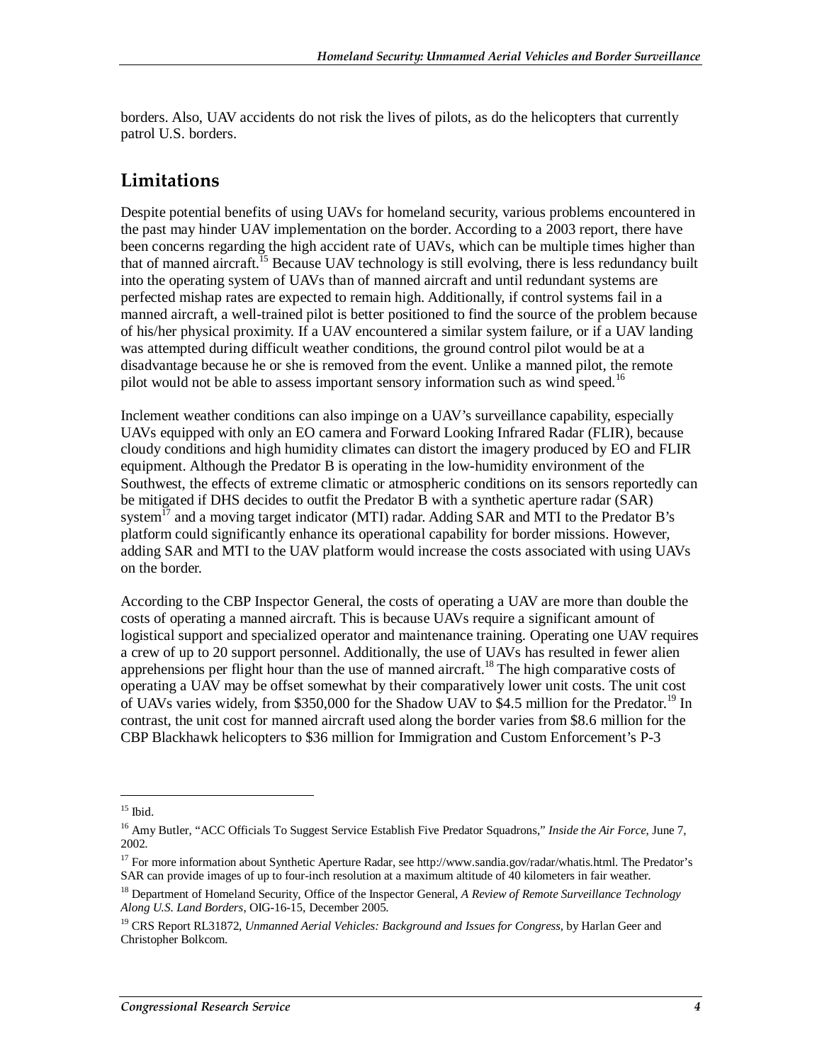borders. Also, UAV accidents do not risk the lives of pilots, as do the helicopters that currently patrol U.S. borders.

## Limitations

Despite potential benefits of using UAVs for homeland security, various problems encountered in the past may hinder UAV implementation on the border. According to a 2003 report, there have been concerns regarding the high accident rate of UAVs, which can be multiple times higher than that of manned aircraft.[15] Because UAV technology is still evolving, there is less redundancy built into the operating system of UAVs than of manned aircraft and until redundant systems are perfected mishap rates are expected to remain high. Additionally, if control systems fail in a manned aircraft, a well-trained pilot is better positioned to find the source of the problem because of his/her physical proximity. If a UAV encountered a similar system failure, or if a UAV landing was attempted during difficult weather conditions, the ground control pilot would be at a disadvantage because he or she is removed from the event. Unlike a manned pilot, the remote pilot would not be able to assess important sensory information such as wind speed.[16]

Inclement weather conditions can also impinge on a UAV's surveillance capability, especially UAVs equipped with only an EO camera and Forward Looking Infrared Radar (FLIR), because cloudy conditions and high humidity climates can distort the imagery produced by EO and FLIR equipment. Although the Predator B is operating in the low-humidity environment of the Southwest, the effects of extreme climatic or atmospheric conditions on its sensors reportedly can be mitigated if DHS decides to outfit the Predator B with a synthetic aperture radar (SAR) system[17] and a moving target indicator (MTI) radar. Adding SAR and MTI to the Predator B's platform could significantly enhance its operational capability for border missions. However, adding SAR and MTI to the UAV platform would increase the costs associated with using UAVs on the border.

According to the CBP Inspector General, the costs of operating a UAV are more than double the costs of operating a manned aircraft. This is because UAVs require a significant amount of logistical support and specialized operator and maintenance training. Operating one UAV requires a crew of up to 20 support personnel. Additionally, the use of UAVs has resulted in fewer alien apprehensions per flight hour than the use of manned aircraft.[18] The high comparative costs of operating a UAV may be offset somewhat by their comparatively lower unit costs. The unit cost of UAVs varies widely, from $350,000 for the Shadow UAV to $4.5 million for the Predator.[19] In contrast, the unit cost for manned aircraft used along the border varies from $8.6 million for the CBP Blackhawk helicopters to $36 million for Immigration and Custom Enforcement's P-3

---

[15] Ibid.

[16] Amy Butler, "ACC Officials To Suggest Service Establish Five Predator Squadrons," *Inside the Air Force*, June 7, 2002.

[17] For more information about Synthetic Aperture Radar, see http://www.sandia.gov/radar/whatis.html. The Predator's SAR can provide images of up to four-inch resolution at a maximum altitude of 40 kilometers in fair weather.

[18] Department of Homeland Security, Office of the Inspector General, *A Review of Remote Surveillance Technology Along U.S. Land Borders*, OIG-16-15, December 2005.

[19] CRS Report RL31872, *Unmanned Aerial Vehicles: Background and Issues for Congress*, by Harlan Geer and Christopher Bolkcom.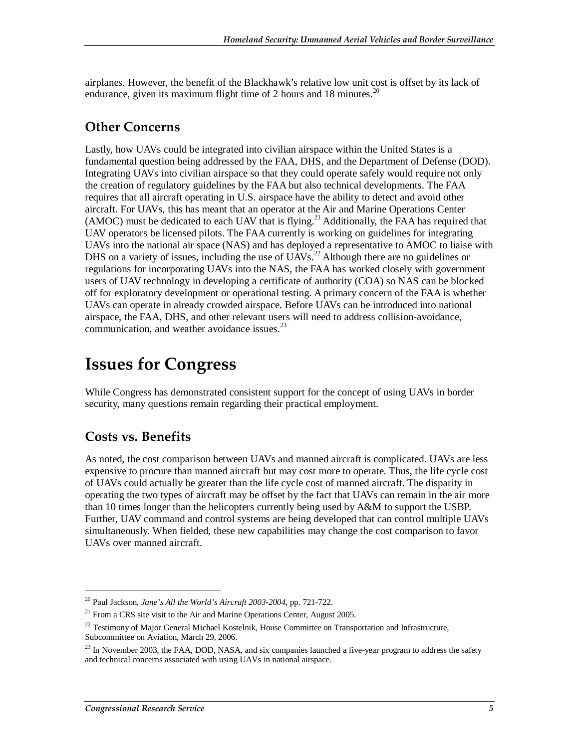airplanes. However, the benefit of the Blackhawk's relative low unit cost is offset by its lack of endurance, given its maximum flight time of 2 hours and 18 minutes.[20]

## Other Concerns

Lastly, how UAVs could be integrated into civilian airspace within the United States is a fundamental question being addressed by the FAA, DHS, and the Department of Defense (DOD). Integrating UAVs into civilian airspace so that they could operate safely would require not only the creation of regulatory guidelines by the FAA but also technical developments. The FAA requires that all aircraft operating in U.S. airspace have the ability to detect and avoid other aircraft. For UAVs, this has meant that an operator at the Air and Marine Operations Center (AMOC) must be dedicated to each UAV that is flying.[21] Additionally, the FAA has required that UAV operators be licensed pilots. The FAA currently is working on guidelines for integrating UAVs into the national air space (NAS) and has deployed a representative to AMOC to liaise with DHS on a variety of issues, including the use of UAVs.[22] Although there are no guidelines or regulations for incorporating UAVs into the NAS, the FAA has worked closely with government users of UAV technology in developing a certificate of authority (COA) so NAS can be blocked off for exploratory development or operational testing. A primary concern of the FAA is whether UAVs can operate in already crowded airspace. Before UAVs can be introduced into national airspace, the FAA, DHS, and other relevant users will need to address collision-avoidance, communication, and weather avoidance issues.[23]

# Issues for Congress

While Congress has demonstrated consistent support for the concept of using UAVs in border security, many questions remain regarding their practical employment.

## Costs vs. Benefits

As noted, the cost comparison between UAVs and manned aircraft is complicated. UAVs are less expensive to procure than manned aircraft but may cost more to operate. Thus, the life cycle cost of UAVs could actually be greater than the life cycle cost of manned aircraft. The disparity in operating the two types of aircraft may be offset by the fact that UAVs can remain in the air more than 10 times longer than the helicopters currently being used by A&M to support the USBP. Further, UAV command and control systems are being developed that can control multiple UAVs simultaneously. When fielded, these new capabilities may change the cost comparison to favor UAVs over manned aircraft.

---

[20] Paul Jackson, *Jane's All the World's Aircraft 2003-2004*, pp. 721-722.

[21] From a CRS site visit to the Air and Marine Operations Center, August 2005.

[22] Testimony of Major General Michael Kostelnik, House Committee on Transportation and Infrastructure, Subcommittee on Aviation, March 29, 2006.

[23] In November 2003, the FAA, DOD, NASA, and six companies launched a five-year program to address the safety and technical concerns associated with using UAVs in national airspace.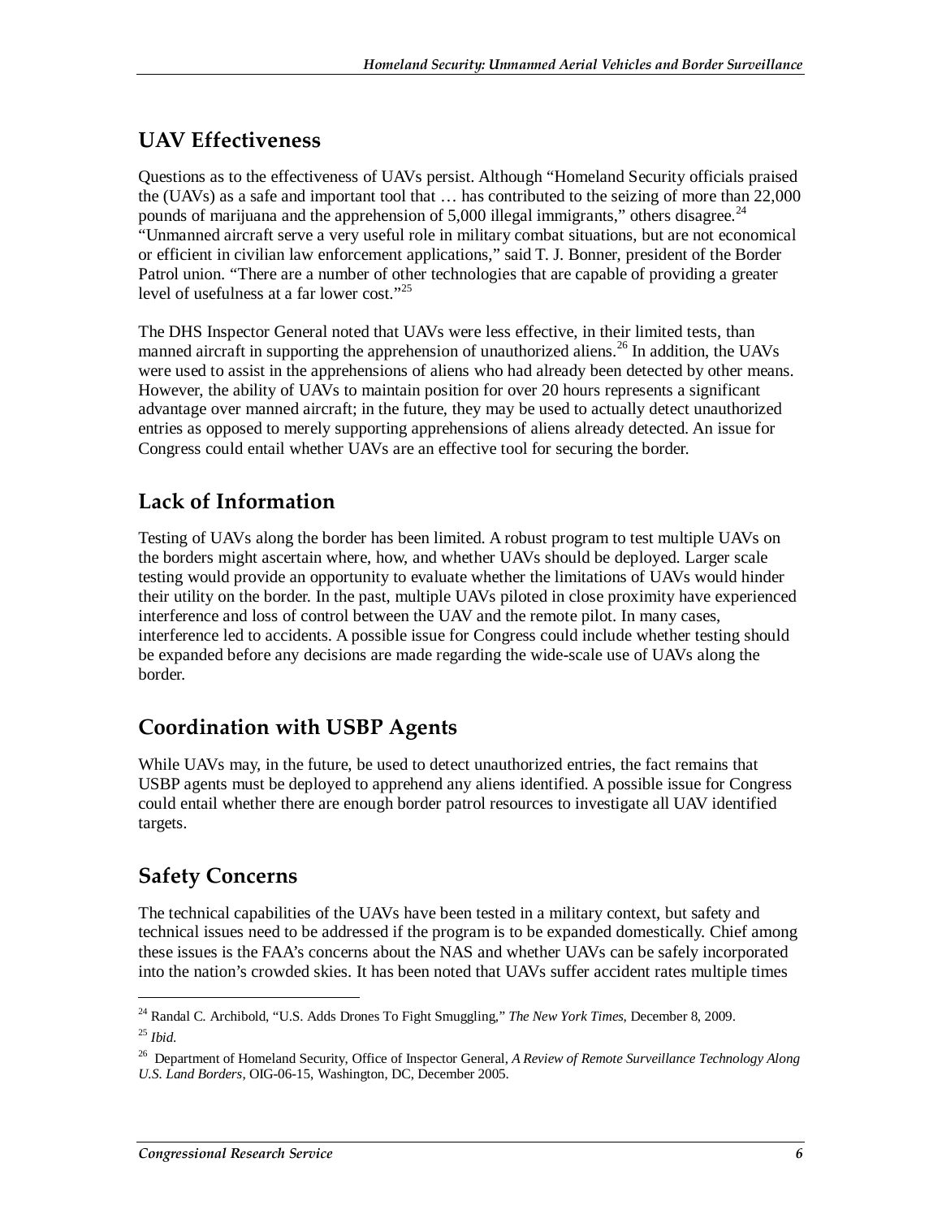## UAV Effectiveness

Questions as to the effectiveness of UAVs persist. Although "Homeland Security officials praised the (UAVs) as a safe and important tool that … has contributed to the seizing of more than 22,000 pounds of marijuana and the apprehension of 5,000 illegal immigrants," others disagree.[24] "Unmanned aircraft serve a very useful role in military combat situations, but are not economical or efficient in civilian law enforcement applications," said T. J. Bonner, president of the Border Patrol union. "There are a number of other technologies that are capable of providing a greater level of usefulness at a far lower cost."[25]

The DHS Inspector General noted that UAVs were less effective, in their limited tests, than manned aircraft in supporting the apprehension of unauthorized aliens.[26] In addition, the UAVs were used to assist in the apprehensions of aliens who had already been detected by other means. However, the ability of UAVs to maintain position for over 20 hours represents a significant advantage over manned aircraft; in the future, they may be used to actually detect unauthorized entries as opposed to merely supporting apprehensions of aliens already detected. An issue for Congress could entail whether UAVs are an effective tool for securing the border.

## Lack of Information

Testing of UAVs along the border has been limited. A robust program to test multiple UAVs on the borders might ascertain where, how, and whether UAVs should be deployed. Larger scale testing would provide an opportunity to evaluate whether the limitations of UAVs would hinder their utility on the border. In the past, multiple UAVs piloted in close proximity have experienced interference and loss of control between the UAV and the remote pilot. In many cases, interference led to accidents. A possible issue for Congress could include whether testing should be expanded before any decisions are made regarding the wide-scale use of UAVs along the border.

## Coordination with USBP Agents

While UAVs may, in the future, be used to detect unauthorized entries, the fact remains that USBP agents must be deployed to apprehend any aliens identified. A possible issue for Congress could entail whether there are enough border patrol resources to investigate all UAV identified targets.

## Safety Concerns

The technical capabilities of the UAVs have been tested in a military context, but safety and technical issues need to be addressed if the program is to be expanded domestically. Chief among these issues is the FAA's concerns about the NAS and whether UAVs can be safely incorporated into the nation's crowded skies. It has been noted that UAVs suffer accident rates multiple times

---

[24] Randal C. Archibold, "U.S. Adds Drones To Fight Smuggling," *The New York Times*, December 8, 2009.

[25] *Ibid.*

[26] Department of Homeland Security, Office of Inspector General, *A Review of Remote Surveillance Technology Along U.S. Land Borders*, OIG-06-15, Washington, DC, December 2005.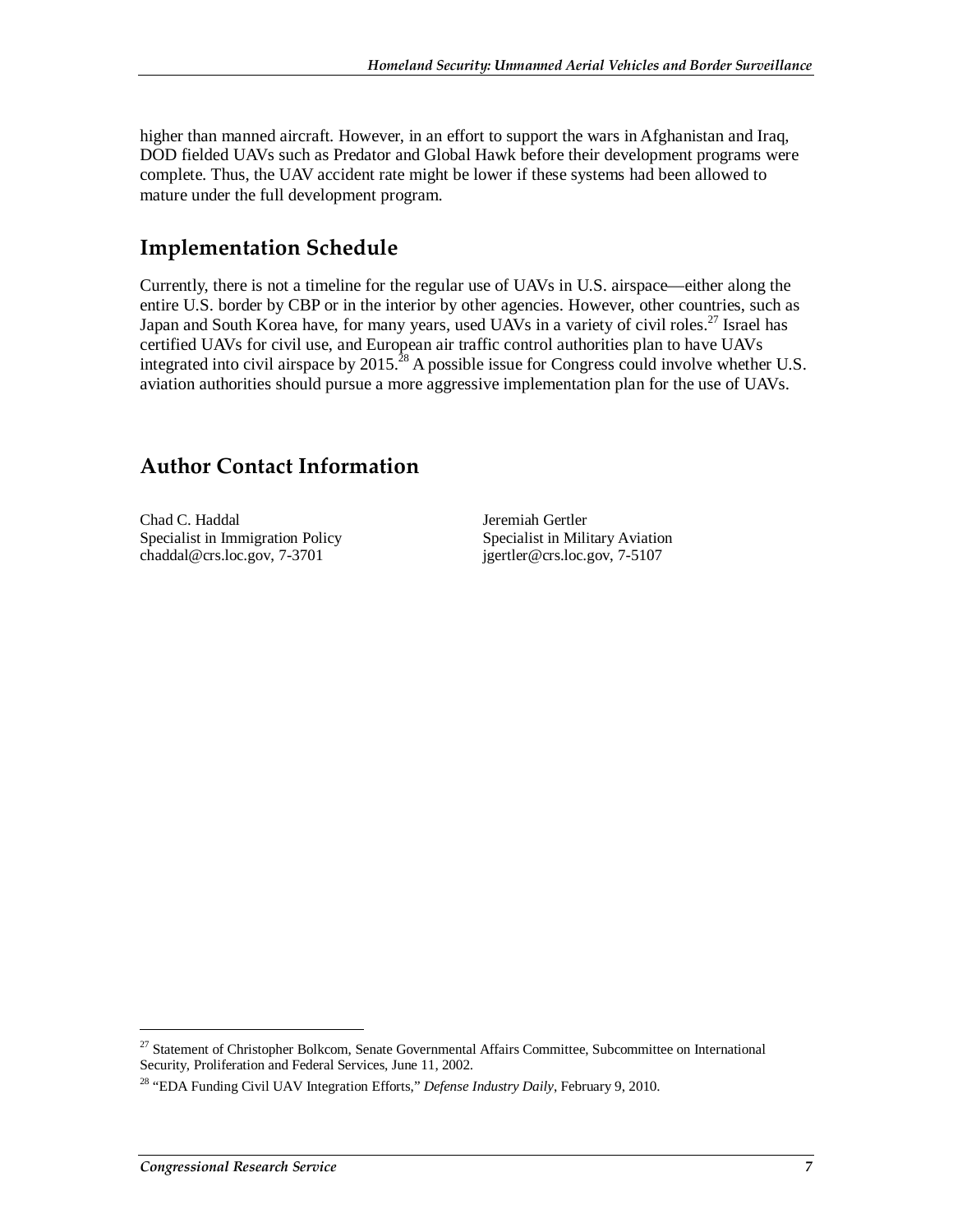higher than manned aircraft. However, in an effort to support the wars in Afghanistan and Iraq, DOD fielded UAVs such as Predator and Global Hawk before their development programs were complete. Thus, the UAV accident rate might be lower if these systems had been allowed to mature under the full development program.

## Implementation Schedule

Currently, there is not a timeline for the regular use of UAVs in U.S. airspace—either along the entire U.S. border by CBP or in the interior by other agencies. However, other countries, such as Japan and South Korea have, for many years, used UAVs in a variety of civil roles.[27] Israel has certified UAVs for civil use, and European air traffic control authorities plan to have UAVs integrated into civil airspace by 2015.[28] A possible issue for Congress could involve whether U.S. aviation authorities should pursue a more aggressive implementation plan for the use of UAVs.

## Author Contact Information

Chad C. Haddal
Specialist in Immigration Policy
chaddal@crs.loc.gov, 7-3701

Jeremiah Gertler
Specialist in Military Aviation
jgertler@crs.loc.gov, 7-5107

---

[27] Statement of Christopher Bolkcom, Senate Governmental Affairs Committee, Subcommittee on International Security, Proliferation and Federal Services, June 11, 2002.

[28] "EDA Funding Civil UAV Integration Efforts," *Defense Industry Daily*, February 9, 2010.